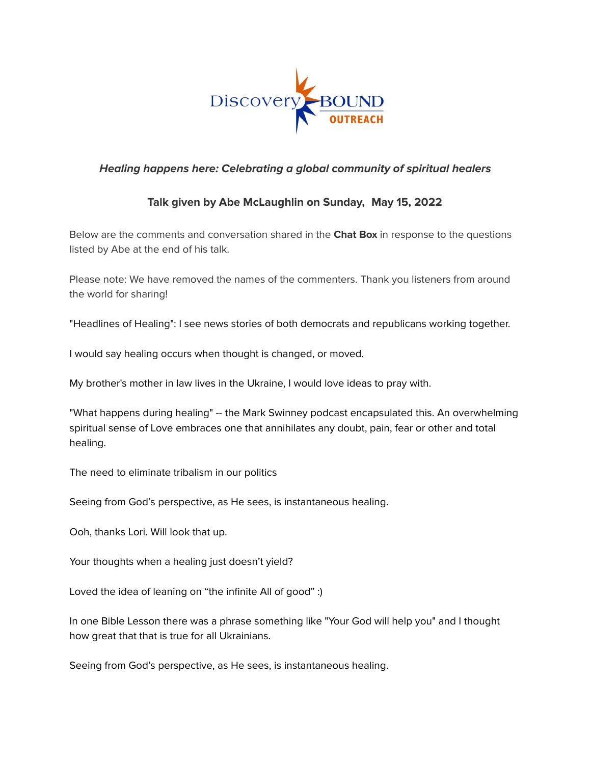Discovery BOUND OUTREACH

***Healing happens here: Celebrating a global community of spiritual healers***

**Talk given by Abe McLaughlin on Sunday, May 15, 2022**

Below are the comments and conversation shared in the **Chat Box** in response to the questions listed by Abe at the end of his talk.

Please note: We have removed the names of the commenters. Thank you listeners from around the world for sharing!

"Headlines of Healing": I see news stories of both democrats and republicans working together.

I would say healing occurs when thought is changed, or moved.

My brother's mother in law lives in the Ukraine, I would love ideas to pray with.

"What happens during healing" -- the Mark Swinney podcast encapsulated this. An overwhelming spiritual sense of Love embraces one that annihilates any doubt, pain, fear or other and total healing.

The need to eliminate tribalism in our politics

Seeing from God's perspective, as He sees, is instantaneous healing.

Ooh, thanks Lori. Will look that up.

Your thoughts when a healing just doesn't yield?

Loved the idea of leaning on "the infinite All of good" :)

In one Bible Lesson there was a phrase something like "Your God will help you" and I thought how great that that is true for all Ukrainians.

Seeing from God's perspective, as He sees, is instantaneous healing.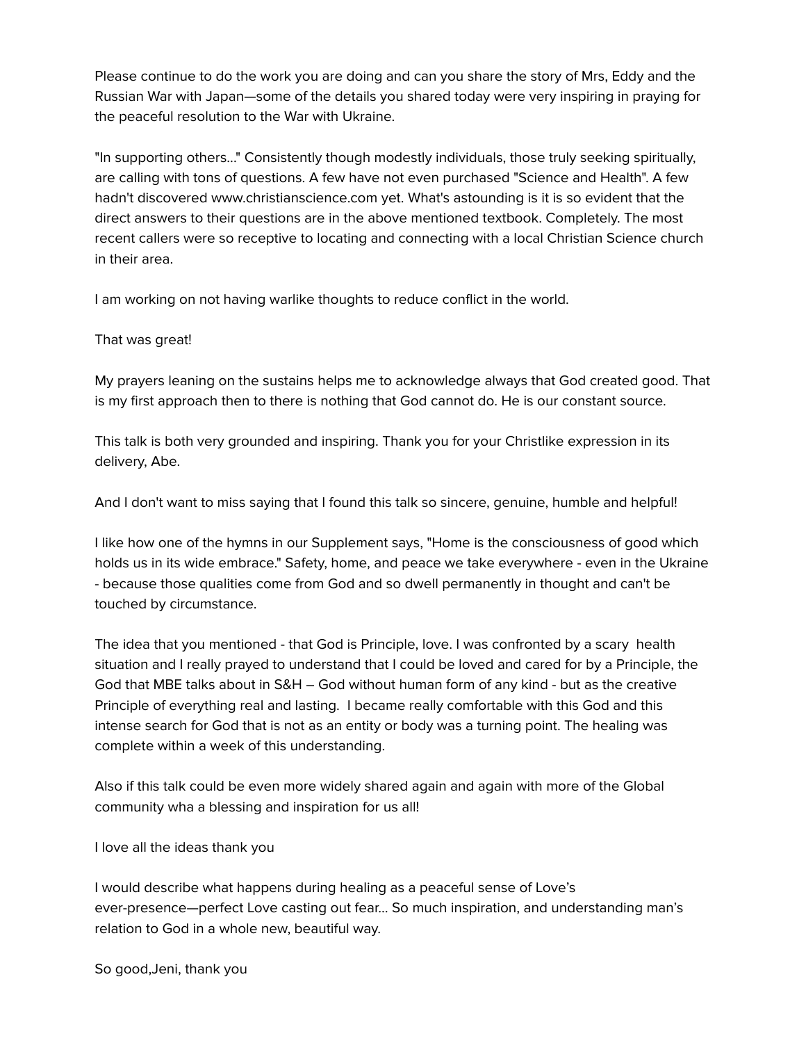Please continue to do the work you are doing and can you share the story of Mrs, Eddy and the Russian War with Japan—some of the details you shared today were very inspiring in praying for the peaceful resolution to the War with Ukraine.

"In supporting others..." Consistently though modestly individuals, those truly seeking spiritually, are calling with tons of questions. A few have not even purchased "Science and Health". A few hadn't discovered www.christianscience.com yet. What's astounding is it is so evident that the direct answers to their questions are in the above mentioned textbook. Completely. The most recent callers were so receptive to locating and connecting with a local Christian Science church in their area.

I am working on not having warlike thoughts to reduce conflict in the world.

That was great!

My prayers leaning on the sustains helps me to acknowledge always that God created good. That is my first approach then to there is nothing that God cannot do. He is our constant source.

This talk is both very grounded and inspiring. Thank you for your Christlike expression in its delivery, Abe.

And I don't want to miss saying that I found this talk so sincere, genuine, humble and helpful!

I like how one of the hymns in our Supplement says, "Home is the consciousness of good which holds us in its wide embrace." Safety, home, and peace we take everywhere - even in the Ukraine - because those qualities come from God and so dwell permanently in thought and can't be touched by circumstance.

The idea that you mentioned - that God is Principle, love. I was confronted by a scary health situation and I really prayed to understand that I could be loved and cared for by a Principle, the God that MBE talks about in S&H – God without human form of any kind - but as the creative Principle of everything real and lasting. I became really comfortable with this God and this intense search for God that is not as an entity or body was a turning point. The healing was complete within a week of this understanding.

Also if this talk could be even more widely shared again and again with more of the Global community wha a blessing and inspiration for us all!

I love all the ideas thank you

I would describe what happens during healing as a peaceful sense of Love's ever-presence—perfect Love casting out fear... So much inspiration, and understanding man's relation to God in a whole new, beautiful way.

So good,Jeni, thank you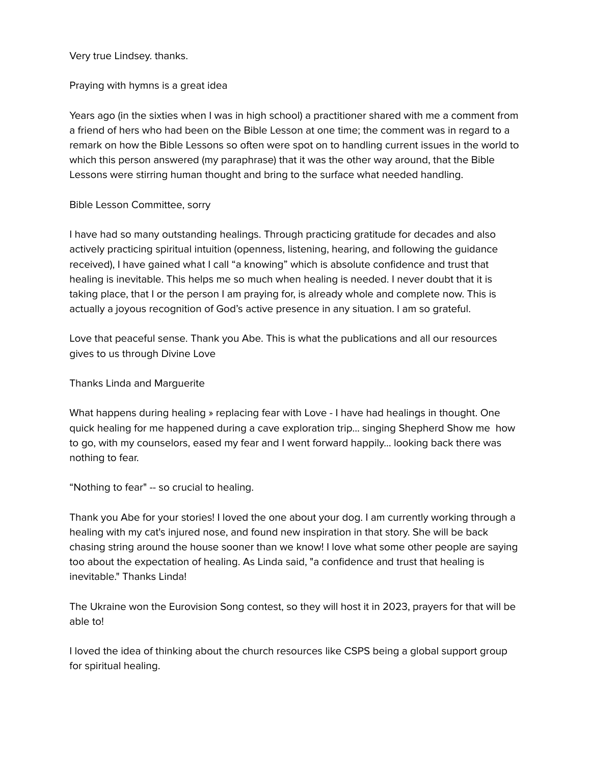Very true Lindsey. thanks.

Praying with hymns is a great idea

Years ago (in the sixties when I was in high school) a practitioner shared with me a comment from a friend of hers who had been on the Bible Lesson at one time; the comment was in regard to a remark on how the Bible Lessons so often were spot on to handling current issues in the world to which this person answered (my paraphrase) that it was the other way around, that the Bible Lessons were stirring human thought and bring to the surface what needed handling.

Bible Lesson Committee, sorry

I have had so many outstanding healings. Through practicing gratitude for decades and also actively practicing spiritual intuition (openness, listening, hearing, and following the guidance received), I have gained what I call "a knowing" which is absolute confidence and trust that healing is inevitable. This helps me so much when healing is needed. I never doubt that it is taking place, that I or the person I am praying for, is already whole and complete now. This is actually a joyous recognition of God's active presence in any situation. I am so grateful.

Love that peaceful sense. Thank you Abe. This is what the publications and all our resources gives to us through Divine Love

Thanks Linda and Marguerite

What happens during healing » replacing fear with Love - I have had healings in thought. One quick healing for me happened during a cave exploration trip... singing Shepherd Show me  how to go, with my counselors, eased my fear and I went forward happily... looking back there was nothing to fear.

"Nothing to fear" -- so crucial to healing.

Thank you Abe for your stories! I loved the one about your dog. I am currently working through a healing with my cat's injured nose, and found new inspiration in that story. She will be back chasing string around the house sooner than we know! I love what some other people are saying too about the expectation of healing. As Linda said, "a confidence and trust that healing is inevitable." Thanks Linda!

The Ukraine won the Eurovision Song contest, so they will host it in 2023, prayers for that will be able to!

I loved the idea of thinking about the church resources like CSPS being a global support group for spiritual healing.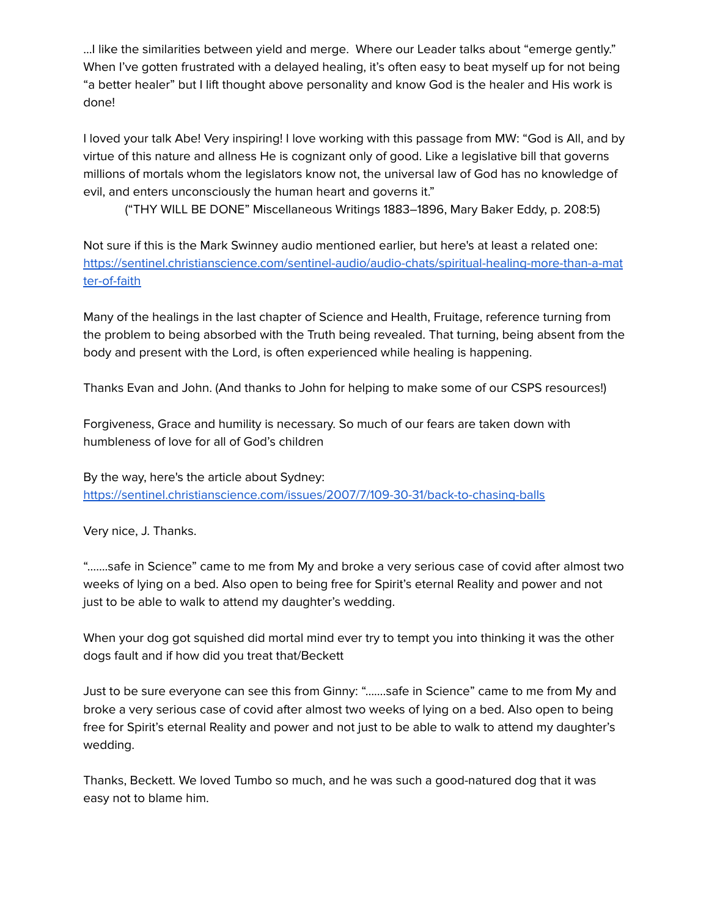…I like the similarities between yield and merge.  Where our Leader talks about "emerge gently." When I've gotten frustrated with a delayed healing, it's often easy to beat myself up for not being "a better healer" but I lift thought above personality and know God is the healer and His work is done!

I loved your talk Abe! Very inspiring! I love working with this passage from MW: "God is All, and by virtue of this nature and allness He is cognizant only of good. Like a legislative bill that governs millions of mortals whom the legislators know not, the universal law of God has no knowledge of evil, and enters unconsciously the human heart and governs it."
    ("THY WILL BE DONE" Miscellaneous Writings 1883–1896, Mary Baker Eddy, p. 208:5)

Not sure if this is the Mark Swinney audio mentioned earlier, but here's at least a related one: https://sentinel.christianscience.com/sentinel-audio/audio-chats/spiritual-healing-more-than-a-matter-of-faith

Many of the healings in the last chapter of Science and Health, Fruitage, reference turning from the problem to being absorbed with the Truth being revealed. That turning, being absent from the body and present with the Lord, is often experienced while healing is happening.

Thanks Evan and John. (And thanks to John for helping to make some of our CSPS resources!)

Forgiveness, Grace and humility is necessary. So much of our fears are taken down with humbleness of love for all of God's children

By the way, here's the article about Sydney: https://sentinel.christianscience.com/issues/2007/7/109-30-31/back-to-chasing-balls

Very nice, J. Thanks.

".......safe in Science" came to me from My and broke a very serious case of covid after almost two weeks of lying on a bed. Also open to being free for Spirit's eternal Reality and power and not just to be able to walk to attend my daughter's wedding.

When your dog got squished did mortal mind ever try to tempt you into thinking it was the other dogs fault and if how did you treat that/Beckett

Just to be sure everyone can see this from Ginny: ".......safe in Science" came to me from My and broke a very serious case of covid after almost two weeks of lying on a bed. Also open to being free for Spirit's eternal Reality and power and not just to be able to walk to attend my daughter's wedding.

Thanks, Beckett. We loved Tumbo so much, and he was such a good-natured dog that it was easy not to blame him.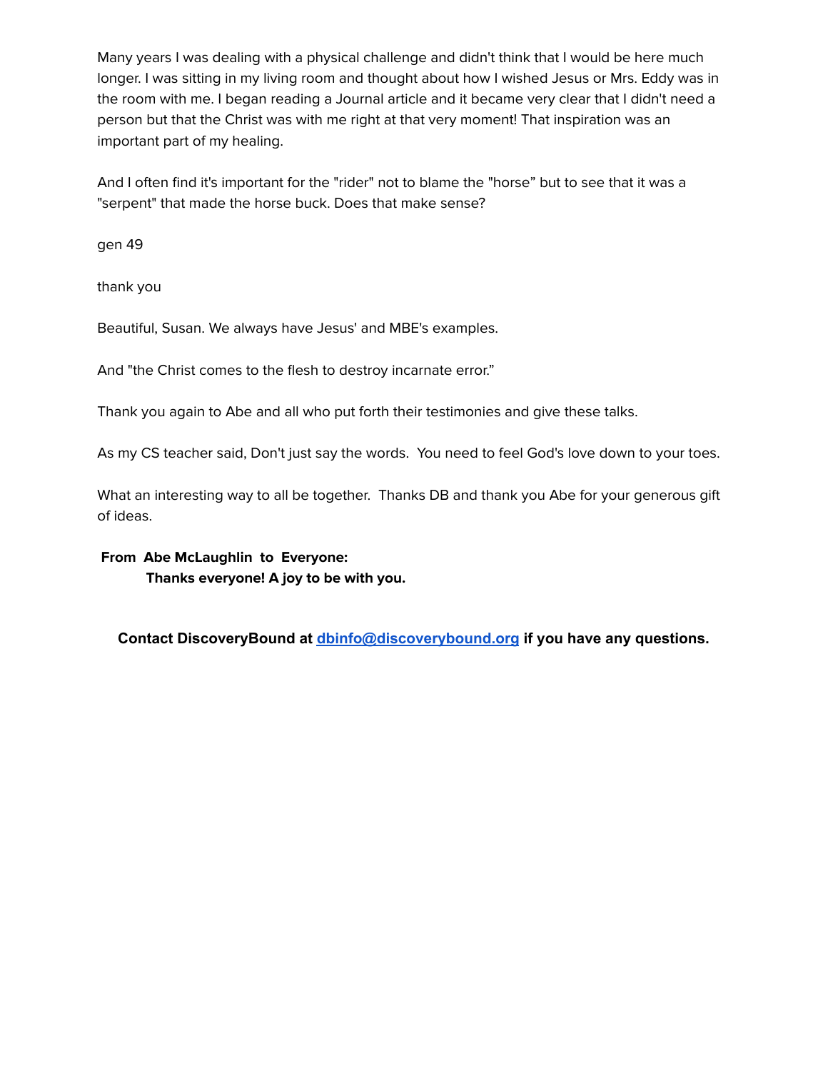Many years I was dealing with a physical challenge and didn't think that I would be here much longer. I was sitting in my living room and thought about how I wished Jesus or Mrs. Eddy was in the room with me. I began reading a Journal article and it became very clear that I didn't need a person but that the Christ was with me right at that very moment! That inspiration was an important part of my healing.

And I often find it's important for the "rider" not to blame the "horse" but to see that it was a "serpent" that made the horse buck. Does that make sense?

gen 49

thank you

Beautiful, Susan. We always have Jesus' and MBE's examples.

And "the Christ comes to the flesh to destroy incarnate error."

Thank you again to Abe and all who put forth their testimonies and give these talks.

As my CS teacher said, Don't just say the words. You need to feel God's love down to your toes.

What an interesting way to all be together. Thanks DB and thank you Abe for your generous gift of ideas.

**From Abe McLaughlin to Everyone:**
**Thanks everyone! A joy to be with you.**

**Contact DiscoveryBound at [dbinfo@discoverybound.org](mailto:dbinfo@discoverybound.org) if you have any questions.**